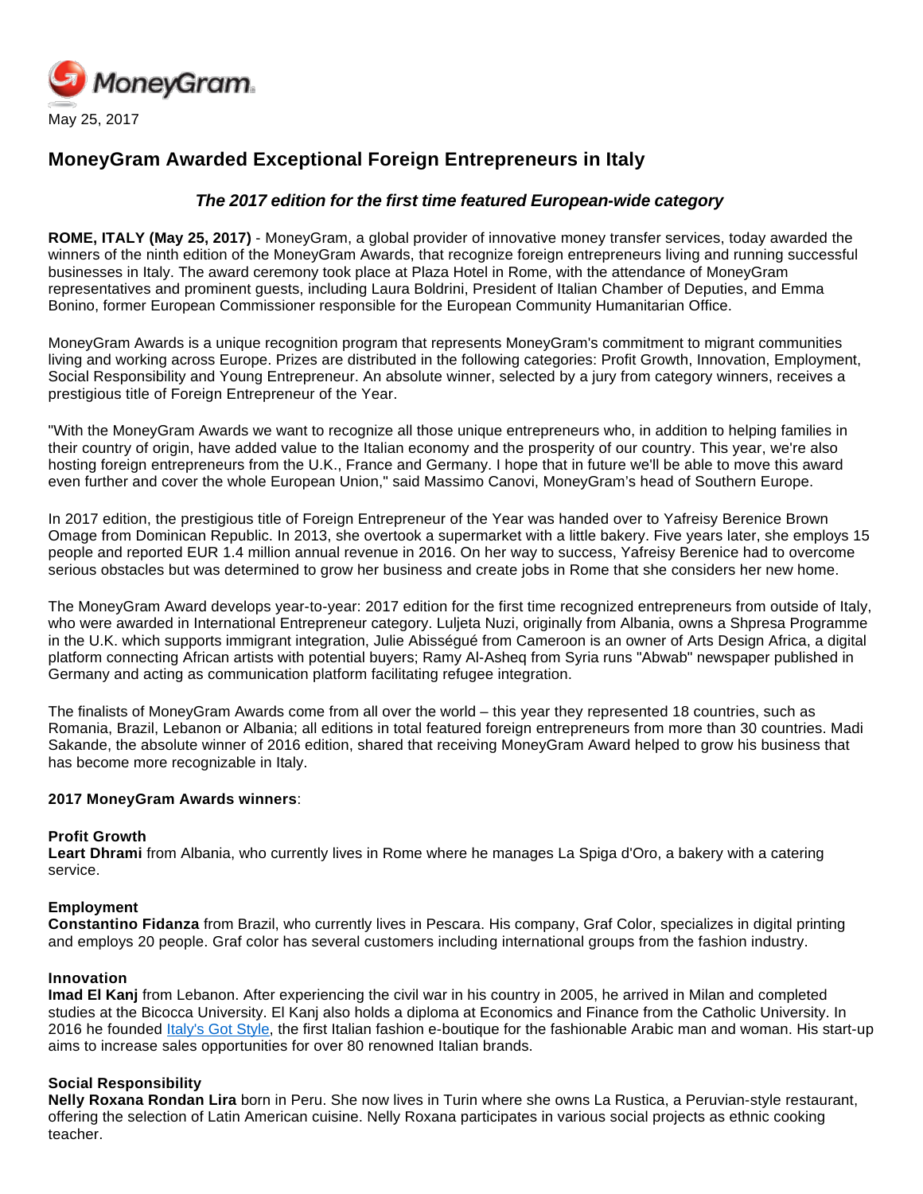May 25, 2017

# MoneyGram Awarded Exceptional Foreign Entrepreneurs in Italy

### *The 2017 edition for the first time featured European-wide category*

**ROME, ITALY (May 25, 2017)** - MoneyGram, a global provider of innovative money transfer services, today awarded the winners of the ninth edition of the MoneyGram Awards, that recognize foreign entrepreneurs living and running successful businesses in Italy. The award ceremony took place at Plaza Hotel in Rome, with the attendance of MoneyGram representatives and prominent guests, including Laura Boldrini, President of Italian Chamber of Deputies, and Emma Bonino, former European Commissioner responsible for the European Community Humanitarian Office.

MoneyGram Awards is a unique recognition program that represents MoneyGram's commitment to migrant communities living and working across Europe. Prizes are distributed in the following categories: Profit Growth, Innovation, Employment, Social Responsibility and Young Entrepreneur. An absolute winner, selected by a jury from category winners, receives a prestigious title of Foreign Entrepreneur of the Year.

"With the MoneyGram Awards we want to recognize all those unique entrepreneurs who, in addition to helping families in their country of origin, have added value to the Italian economy and the prosperity of our country. This year, we're also hosting foreign entrepreneurs from the U.K., France and Germany. I hope that in future we'll be able to move this award even further and cover the whole European Union," said Massimo Canovi, MoneyGram's head of Southern Europe.

In 2017 edition, the prestigious title of Foreign Entrepreneur of the Year was handed over to Yafreisy Berenice Brown Omage from Dominican Republic. In 2013, she overtook a supermarket with a little bakery. Five years later, she employs 15 people and reported EUR 1.4 million annual revenue in 2016. On her way to success, Yafreisy Berenice had to overcome serious obstacles but was determined to grow her business and create jobs in Rome that she considers her new home.

The MoneyGram Award develops year-to-year: 2017 edition for the first time recognized entrepreneurs from outside of Italy, who were awarded in International Entrepreneur category. Luljeta Nuzi, originally from Albania, owns a Shpresa Programme in the U.K. which supports immigrant integration, Julie Abisségué from Cameroon is an owner of Arts Design Africa, a digital platform connecting African artists with potential buyers; Ramy Al-Asheq from Syria runs "Abwab" newspaper published in Germany and acting as communication platform facilitating refugee integration.

The finalists of MoneyGram Awards come from all over the world – this year they represented 18 countries, such as Romania, Brazil, Lebanon or Albania; all editions in total featured foreign entrepreneurs from more than 30 countries. Madi Sakande, the absolute winner of 2016 edition, shared that receiving MoneyGram Award helped to grow his business that has become more recognizable in Italy.

**2017 MoneyGram Awards winners**:

**Profit Growth**
**Leart Dhrami** from Albania, who currently lives in Rome where he manages La Spiga d'Oro, a bakery with a catering service.

**Employment**
**Constantino Fidanza** from Brazil, who currently lives in Pescara. His company, Graf Color, specializes in digital printing and employs 20 people. Graf color has several customers including international groups from the fashion industry.

**Innovation**
**Imad El Kanj** from Lebanon. After experiencing the civil war in his country in 2005, he arrived in Milan and completed studies at the Bicocca University. El Kanj also holds a diploma at Economics and Finance from the Catholic University. In 2016 he founded Italy's Got Style, the first Italian fashion e-boutique for the fashionable Arabic man and woman. His start-up aims to increase sales opportunities for over 80 renowned Italian brands.

**Social Responsibility**
**Nelly Roxana Rondan Lira** born in Peru. She now lives in Turin where she owns La Rustica, a Peruvian-style restaurant, offering the selection of Latin American cuisine. Nelly Roxana participates in various social projects as ethnic cooking teacher.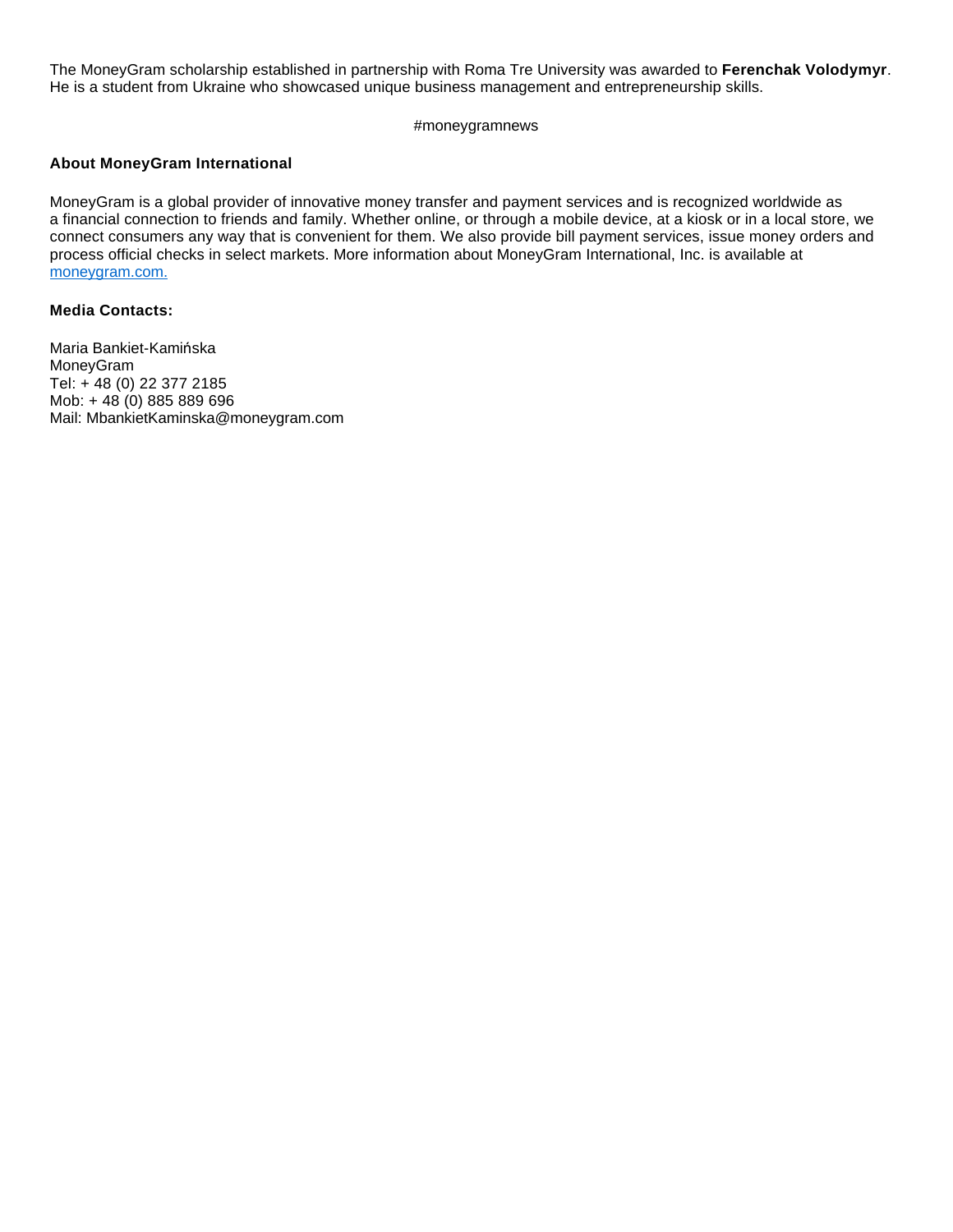The MoneyGram scholarship established in partnership with Roma Tre University was awarded to **Ferenchak Volodymyr**. He is a student from Ukraine who showcased unique business management and entrepreneurship skills.

#moneygramnews

**About MoneyGram International**

MoneyGram is a global provider of innovative money transfer and payment services and is recognized worldwide as a financial connection to friends and family. Whether online, or through a mobile device, at a kiosk or in a local store, we connect consumers any way that is convenient for them. We also provide bill payment services, issue money orders and process official checks in select markets. More information about MoneyGram International, Inc. is available at [moneygram.com.](moneygram.com)

**Media Contacts:**

Maria Bankiet-Kamińska
MoneyGram
Tel: + 48 (0) 22 377 2185
Mob: + 48 (0) 885 889 696
Mail: MbankietKaminska@moneygram.com